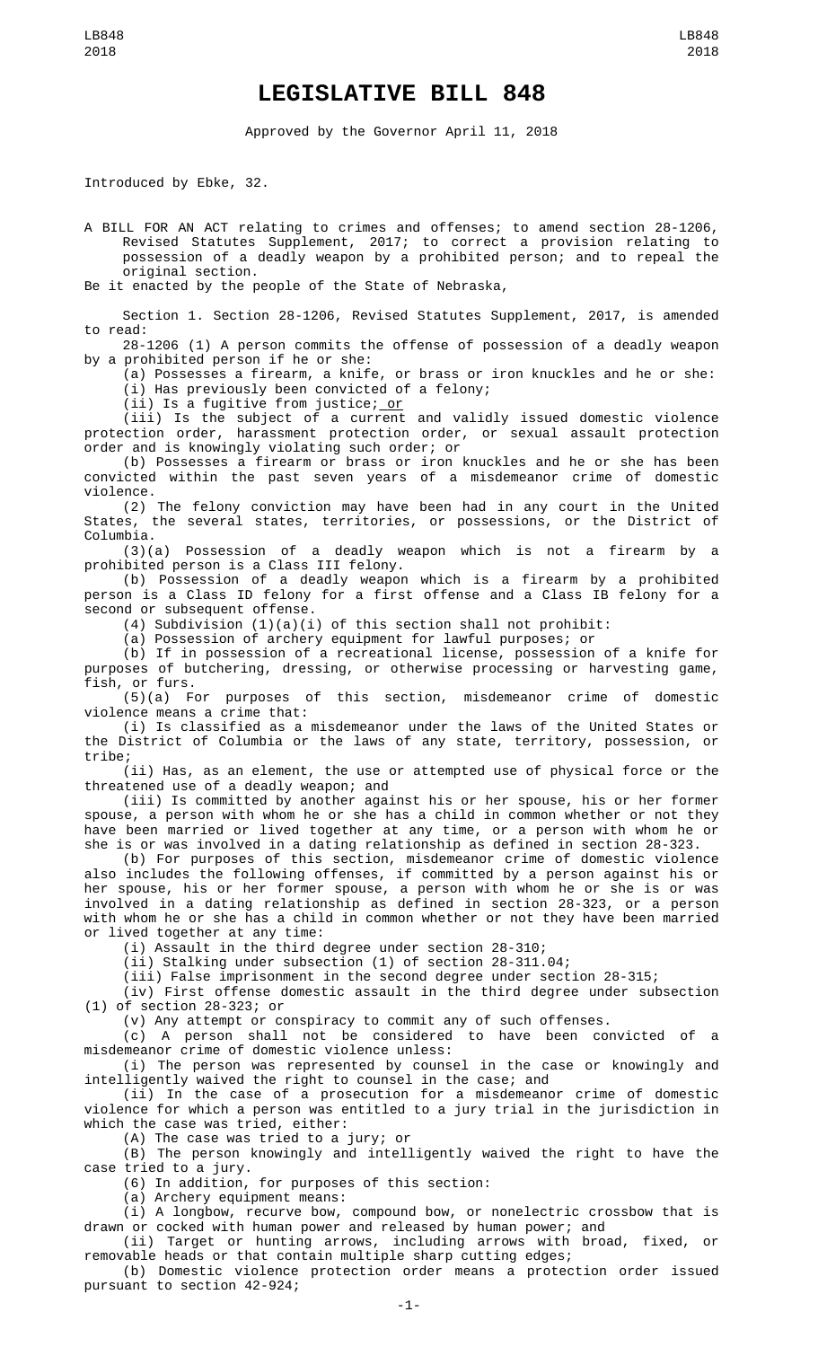# LEGISLATIVE BILL 848

Approved by the Governor April 11, 2018

Introduced by Ebke, 32.

A BILL FOR AN ACT relating to crimes and offenses; to amend section 28-1206, Revised Statutes Supplement, 2017; to correct a provision relating to possession of a deadly weapon by a prohibited person; and to repeal the original section.

Be it enacted by the people of the State of Nebraska,

Section 1. Section 28-1206, Revised Statutes Supplement, 2017, is amended to read:

28-1206 (1) A person commits the offense of possession of a deadly weapon by a prohibited person if he or she:

(a) Possesses a firearm, a knife, or brass or iron knuckles and he or she:

(i) Has previously been convicted of a felony;

(ii) Is a fugitive from justice; or

(iii) Is the subject of a current and validly issued domestic violence protection order, harassment protection order, or sexual assault protection order and is knowingly violating such order; or

(b) Possesses a firearm or brass or iron knuckles and he or she has been convicted within the past seven years of a misdemeanor crime of domestic violence.

(2) The felony conviction may have been had in any court in the United States, the several states, territories, or possessions, or the District of Columbia.

(3)(a) Possession of a deadly weapon which is not a firearm by a prohibited person is a Class III felony.

(b) Possession of a deadly weapon which is a firearm by a prohibited person is a Class ID felony for a first offense and a Class IB felony for a second or subsequent offense.

(4) Subdivision (1)(a)(i) of this section shall not prohibit:

(a) Possession of archery equipment for lawful purposes; or

(b) If in possession of a recreational license, possession of a knife for purposes of butchering, dressing, or otherwise processing or harvesting game, fish, or furs.

(5)(a) For purposes of this section, misdemeanor crime of domestic violence means a crime that:

(i) Is classified as a misdemeanor under the laws of the United States or the District of Columbia or the laws of any state, territory, possession, or tribe;

(ii) Has, as an element, the use or attempted use of physical force or the threatened use of a deadly weapon; and

(iii) Is committed by another against his or her spouse, his or her former spouse, a person with whom he or she has a child in common whether or not they have been married or lived together at any time, or a person with whom he or she is or was involved in a dating relationship as defined in section 28-323.

(b) For purposes of this section, misdemeanor crime of domestic violence also includes the following offenses, if committed by a person against his or her spouse, his or her former spouse, a person with whom he or she is or was involved in a dating relationship as defined in section 28-323, or a person with whom he or she has a child in common whether or not they have been married or lived together at any time:

(i) Assault in the third degree under section 28-310;

(ii) Stalking under subsection (1) of section 28-311.04;

(iii) False imprisonment in the second degree under section 28-315;

(iv) First offense domestic assault in the third degree under subsection (1) of section 28-323; or

(v) Any attempt or conspiracy to commit any of such offenses.

(c) A person shall not be considered to have been convicted of a misdemeanor crime of domestic violence unless:

(i) The person was represented by counsel in the case or knowingly and intelligently waived the right to counsel in the case; and

(ii) In the case of a prosecution for a misdemeanor crime of domestic violence for which a person was entitled to a jury trial in the jurisdiction in which the case was tried, either:

(A) The case was tried to a jury; or

(B) The person knowingly and intelligently waived the right to have the case tried to a jury.

(6) In addition, for purposes of this section:

(a) Archery equipment means:

(i) A longbow, recurve bow, compound bow, or nonelectric crossbow that is drawn or cocked with human power and released by human power; and

(ii) Target or hunting arrows, including arrows with broad, fixed, or removable heads or that contain multiple sharp cutting edges;

(b) Domestic violence protection order means a protection order issued pursuant to section 42-924;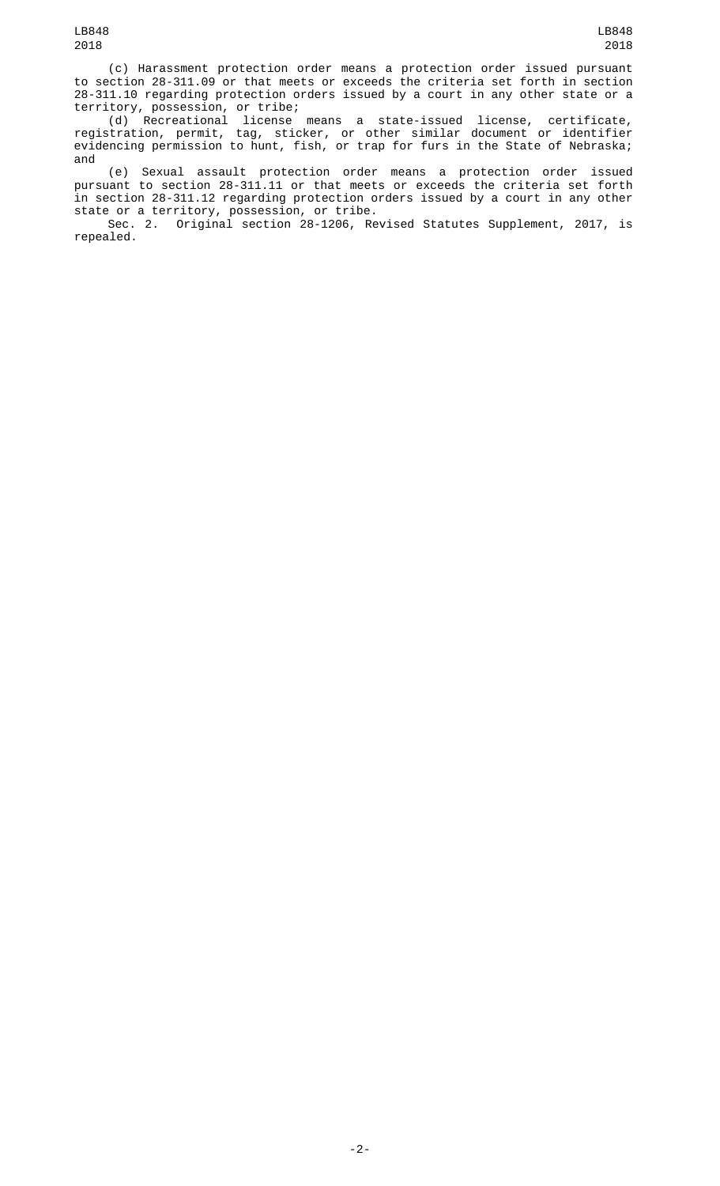(c) Harassment protection order means a protection order issued pursuant to section 28-311.09 or that meets or exceeds the criteria set forth in section 28-311.10 regarding protection orders issued by a court in any other state or a territory, possession, or tribe;

(d) Recreational license means a state-issued license, certificate, registration, permit, tag, sticker, or other similar document or identifier evidencing permission to hunt, fish, or trap for furs in the State of Nebraska; and

(e) Sexual assault protection order means a protection order issued pursuant to section 28-311.11 or that meets or exceeds the criteria set forth in section 28-311.12 regarding protection orders issued by a court in any other state or a territory, possession, or tribe.

Sec. 2. Original section 28-1206, Revised Statutes Supplement, 2017, is repealed.